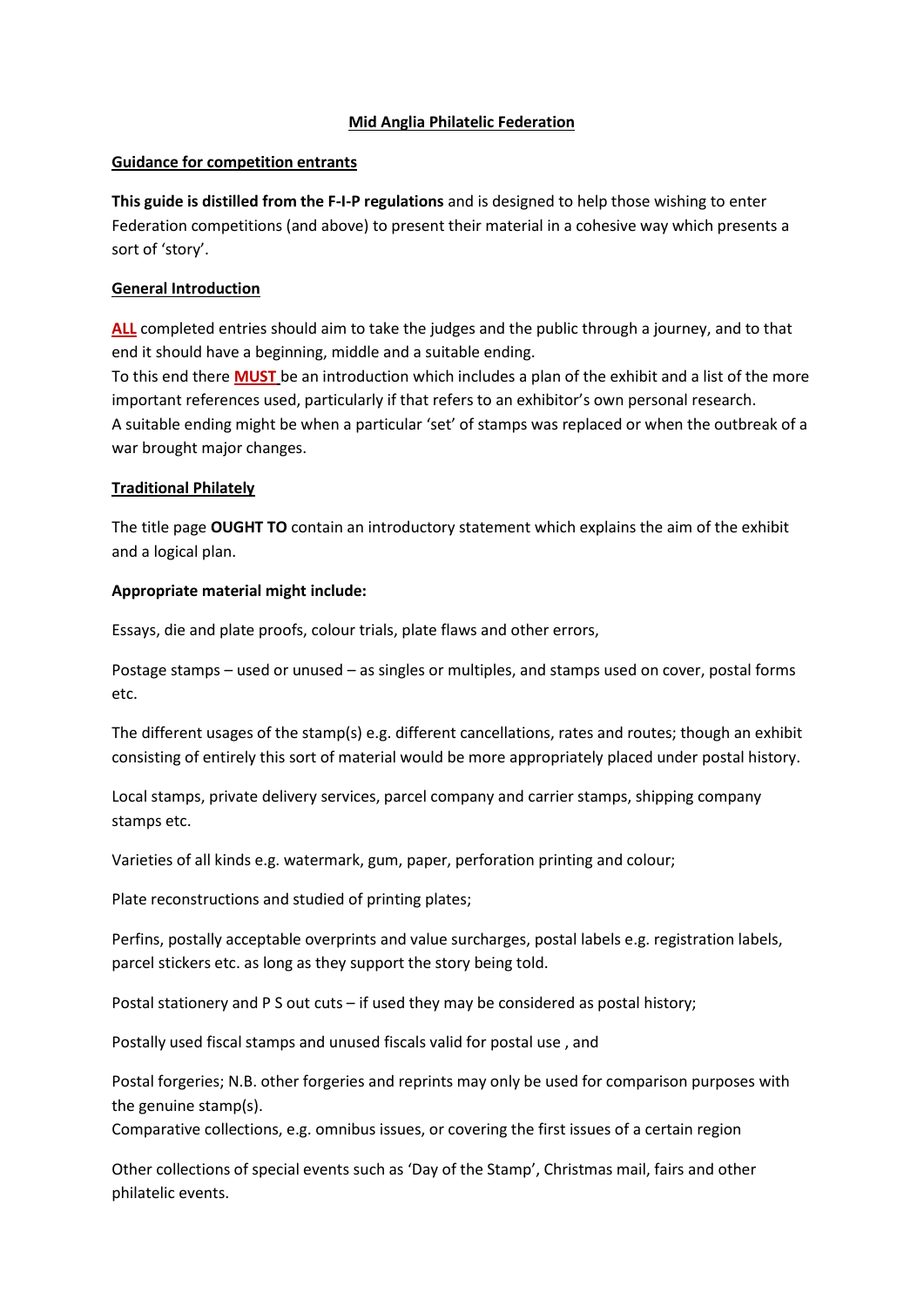# Mid Anglia Philatelic Federation

## Guidance for competition entrants

**This guide is distilled from the F-I-P regulations** and is designed to help those wishing to enter Federation competitions (and above) to present their material in a cohesive way which presents a sort of 'story'.

## General Introduction

**ALL** completed entries should aim to take the judges and the public through a journey, and to that end it should have a beginning, middle and a suitable ending.
To this end there **MUST** be an introduction which includes a plan of the exhibit and a list of the more important references used, particularly if that refers to an exhibitor's own personal research.
A suitable ending might be when a particular 'set' of stamps was replaced or when the outbreak of a war brought major changes.

## Traditional Philately

The title page **OUGHT TO** contain an introductory statement which explains the aim of the exhibit and a logical plan.

**Appropriate material might include:**

Essays, die and plate proofs, colour trials, plate flaws and other errors,

Postage stamps – used or unused – as singles or multiples, and stamps used on cover, postal forms etc.

The different usages of the stamp(s) e.g. different cancellations, rates and routes; though an exhibit consisting of entirely this sort of material would be more appropriately placed under postal history.

Local stamps, private delivery services, parcel company and carrier stamps, shipping company stamps etc.

Varieties of all kinds e.g. watermark, gum, paper, perforation printing and colour;

Plate reconstructions and studied of printing plates;

Perfins, postally acceptable overprints and value surcharges, postal labels e.g. registration labels, parcel stickers etc. as long as they support the story being told.

Postal stationery and P S out cuts – if used they may be considered as postal history;

Postally used fiscal stamps and unused fiscals valid for postal use , and

Postal forgeries; N.B. other forgeries and reprints may only be used for comparison purposes with the genuine stamp(s).
Comparative collections, e.g. omnibus issues, or covering the first issues of a certain region

Other collections of special events such as 'Day of the Stamp', Christmas mail, fairs and other philatelic events.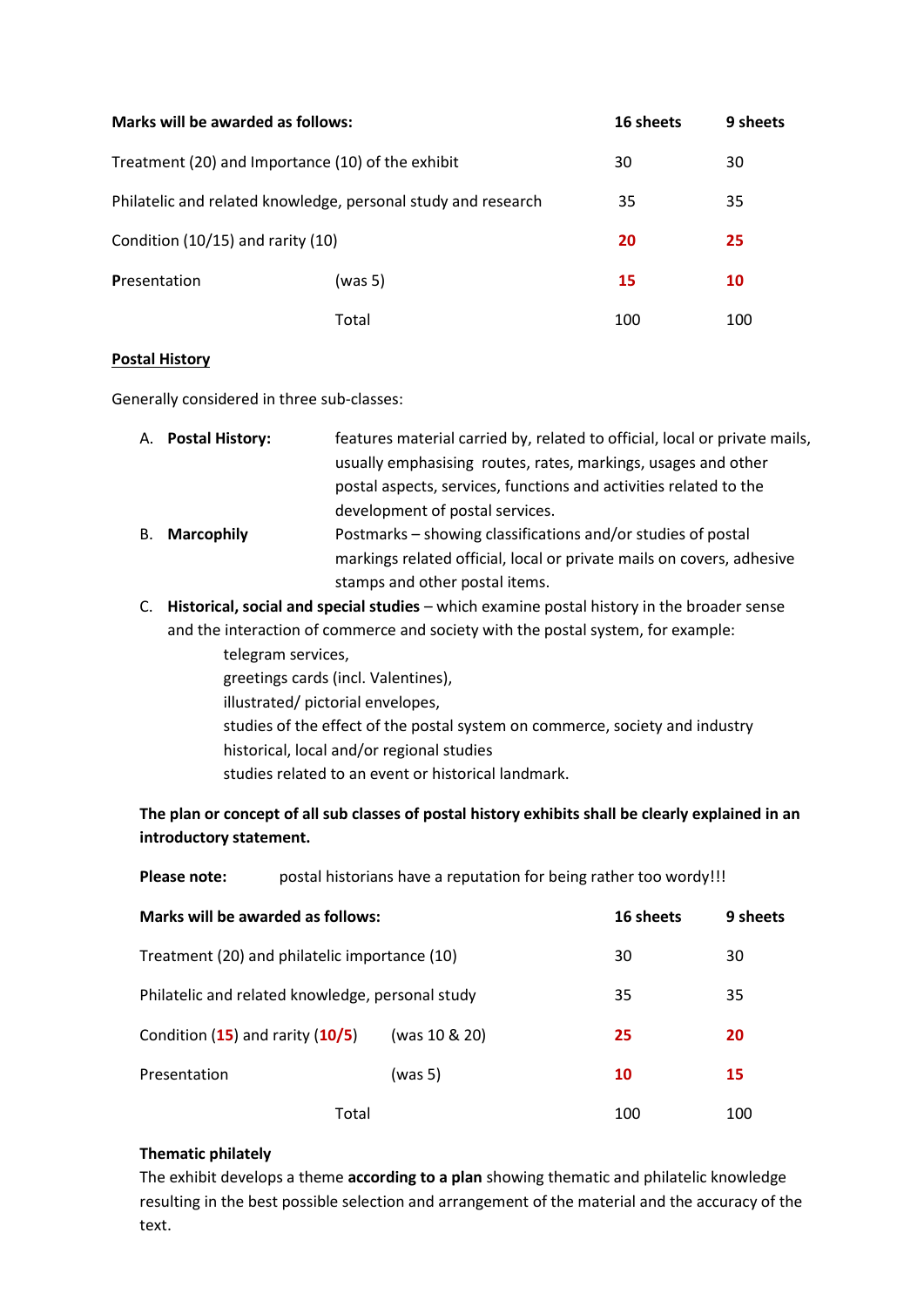| **Marks will be awarded as follows:** | | **16 sheets** | **9 sheets** |
|---|---|---|---|
| Treatment (20) and Importance (10) of the exhibit | | 30 | 30 |
| Philatelic and related knowledge, personal study and research | | 35 | 35 |
| Condition (10/15) and rarity (10) | | **20** | **25** |
| **P**resentation | (was 5) | **15** | **10** |
| | Total | 100 | 100 |

**Postal History**

Generally considered in three sub-classes:

A. **Postal History:** features material carried by, related to official, local or private mails, usually emphasising routes, rates, markings, usages and other postal aspects, services, functions and activities related to the development of postal services.

B. **Marcophily** Postmarks – showing classifications and/or studies of postal markings related official, local or private mails on covers, adhesive stamps and other postal items.

C. **Historical, social and special studies** – which examine postal history in the broader sense and the interaction of commerce and society with the postal system, for example:
   - telegram services,
   - greetings cards (incl. Valentines),
   - illustrated/ pictorial envelopes,
   - studies of the effect of the postal system on commerce, society and industry
   - historical, local and/or regional studies
   - studies related to an event or historical landmark.

**The plan or concept of all sub classes of postal history exhibits shall be clearly explained in an introductory statement.**

**Please note:** postal historians have a reputation for being rather too wordy!!!

| **Marks will be awarded as follows:** | | **16 sheets** | **9 sheets** |
|---|---|---|---|
| Treatment (20) and philatelic importance (10) | | 30 | 30 |
| Philatelic and related knowledge, personal study | | 35 | 35 |
| Condition (**15**) and rarity (**10/5**) | (was 10 & 20) | **25** | **20** |
| Presentation | (was 5) | **10** | **15** |
| | Total | 100 | 100 |

**Thematic philately**

The exhibit develops a theme **according to a plan** showing thematic and philatelic knowledge resulting in the best possible selection and arrangement of the material and the accuracy of the text.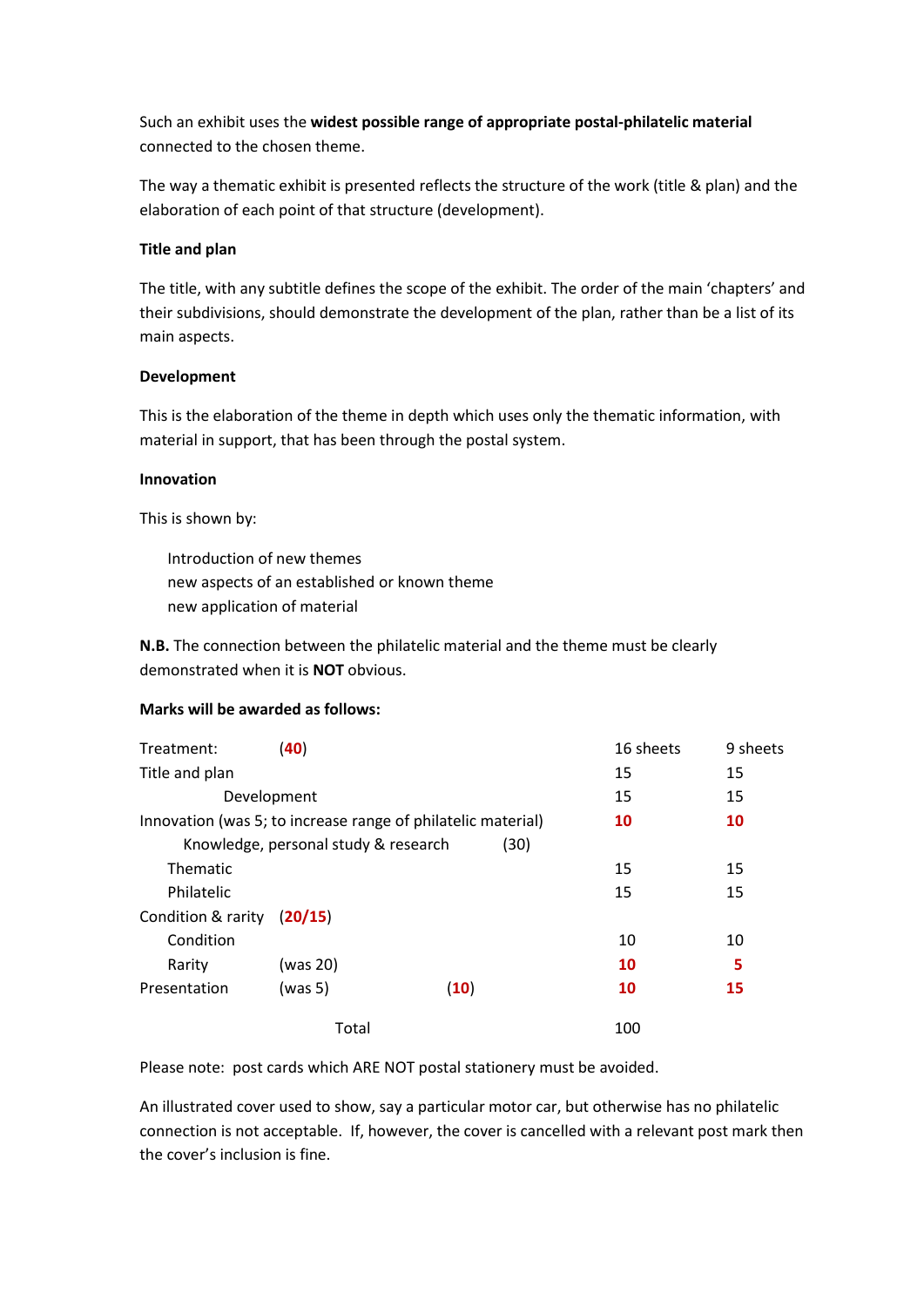Such an exhibit uses the **widest possible range of appropriate postal-philatelic material** connected to the chosen theme.

The way a thematic exhibit is presented reflects the structure of the work (title & plan) and the elaboration of each point of that structure (development).

**Title and plan**

The title, with any subtitle defines the scope of the exhibit. The order of the main 'chapters' and their subdivisions, should demonstrate the development of the plan, rather than be a list of its main aspects.

**Development**

This is the elaboration of the theme in depth which uses only the thematic information, with material in support, that has been through the postal system.

**Innovation**

This is shown by:

- Introduction of new themes
- new aspects of an established or known theme
- new application of material

**N.B.** The connection between the philatelic material and the theme must be clearly demonstrated when it is **NOT** obvious.

**Marks will be awarded as follows:**

| | | | 16 sheets | 9 sheets |
|---|---|---|---|---|
| Treatment: | (**40**) | | | |
| Title and plan | | | 15 | 15 |
| Development | | | 15 | 15 |
| Innovation (was 5; to increase range of philatelic material) | | | **10** | **10** |
| Knowledge, personal study & research | | (30) | | |
| Thematic | | | 15 | 15 |
| Philatelic | | | 15 | 15 |
| Condition & rarity | (**20/15**) | | | |
| Condition | | | 10 | 10 |
| Rarity | (was 20) | | **10** | **5** |
| Presentation | (was 5) | (**10**) | **10** | **15** |
| Total | | | 100 | |

Please note: post cards which ARE NOT postal stationery must be avoided.

An illustrated cover used to show, say a particular motor car, but otherwise has no philatelic connection is not acceptable. If, however, the cover is cancelled with a relevant post mark then the cover's inclusion is fine.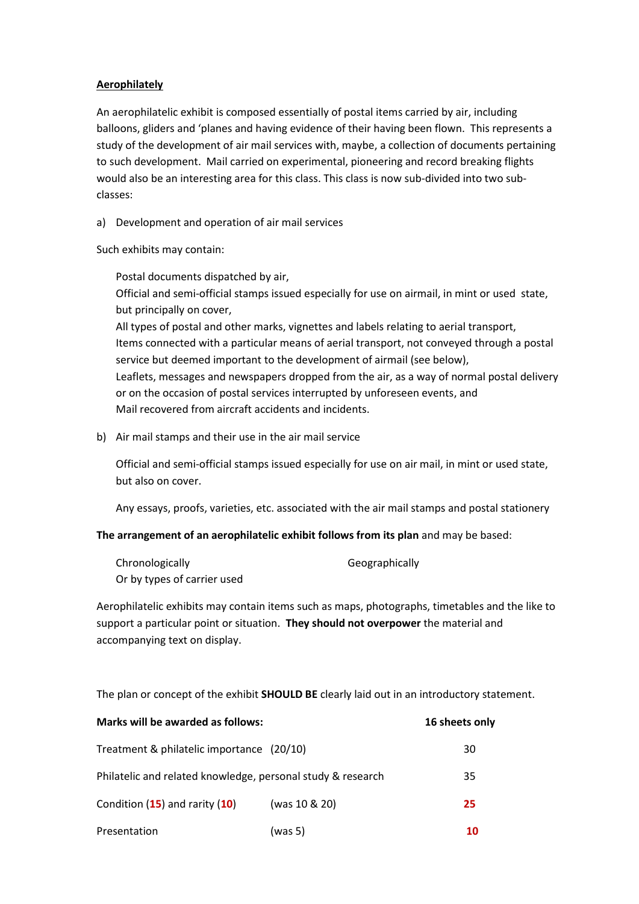**Aerophilately**

An aerophilatelic exhibit is composed essentially of postal items carried by air, including balloons, gliders and 'planes and having evidence of their having been flown. This represents a study of the development of air mail services with, maybe, a collection of documents pertaining to such development. Mail carried on experimental, pioneering and record breaking flights would also be an interesting area for this class. This class is now sub-divided into two sub-classes:

a) Development and operation of air mail services

Such exhibits may contain:

Postal documents dispatched by air,
Official and semi-official stamps issued especially for use on airmail, in mint or used state, but principally on cover,
All types of postal and other marks, vignettes and labels relating to aerial transport,
Items connected with a particular means of aerial transport, not conveyed through a postal service but deemed important to the development of airmail (see below),
Leaflets, messages and newspapers dropped from the air, as a way of normal postal delivery or on the occasion of postal services interrupted by unforeseen events, and
Mail recovered from aircraft accidents and incidents.

b) Air mail stamps and their use in the air mail service

Official and semi-official stamps issued especially for use on air mail, in mint or used state, but also on cover.

Any essays, proofs, varieties, etc. associated with the air mail stamps and postal stationery

**The arrangement of an aerophilatelic exhibit follows from its plan** and may be based:

Chronologically
Geographically
Or by types of carrier used

Aerophilatelic exhibits may contain items such as maps, photographs, timetables and the like to support a particular point or situation. **They should not overpower** the material and accompanying text on display.

The plan or concept of the exhibit **SHOULD BE** clearly laid out in an introductory statement.

| **Marks will be awarded as follows:** | | **16 sheets only** |
|---|---|---|
| Treatment & philatelic importance (20/10) | | 30 |
| Philatelic and related knowledge, personal study & research | | 35 |
| Condition (**15**) and rarity (**10**) | (was 10 & 20) | **25** |
| Presentation | (was 5) | **10** |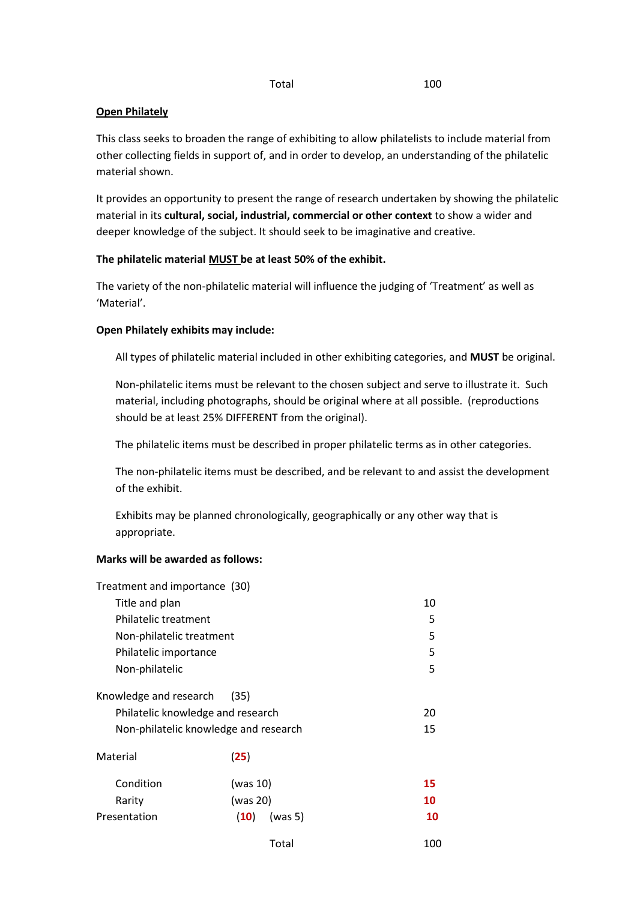| | |
|---|---|
| Total | 100 |

## Open Philately

This class seeks to broaden the range of exhibiting to allow philatelists to include material from other collecting fields in support of, and in order to develop, an understanding of the philatelic material shown.

It provides an opportunity to present the range of research undertaken by showing the philatelic material in its **cultural, social, industrial, commercial or other context** to show a wider and deeper knowledge of the subject. It should seek to be imaginative and creative.

**The philatelic material MUST be at least 50% of the exhibit.**

The variety of the non-philatelic material will influence the judging of 'Treatment' as well as 'Material'.

**Open Philately exhibits may include:**

All types of philatelic material included in other exhibiting categories, and **MUST** be original.

Non-philatelic items must be relevant to the chosen subject and serve to illustrate it. Such material, including photographs, should be original where at all possible. (reproductions should be at least 25% DIFFERENT from the original).

The philatelic items must be described in proper philatelic terms as in other categories.

The non-philatelic items must be described, and be relevant to and assist the development of the exhibit.

Exhibits may be planned chronologically, geographically or any other way that is appropriate.

**Marks will be awarded as follows:**

| | | |
|---|---|---|
| Treatment and importance (30) | | |
| Title and plan | | 10 |
| Philatelic treatment | | 5 |
| Non-philatelic treatment | | 5 |
| Philatelic importance | | 5 |
| Non-philatelic | | 5 |
| Knowledge and research (35) | | |
| Philatelic knowledge and research | | 20 |
| Non-philatelic knowledge and research | | 15 |
| Material | (**25**) | |
| Condition | (was 10) | **15** |
| Rarity | (was 20) | **10** |
| Presentation | (**10**) (was 5) | **10** |
| | Total | 100 |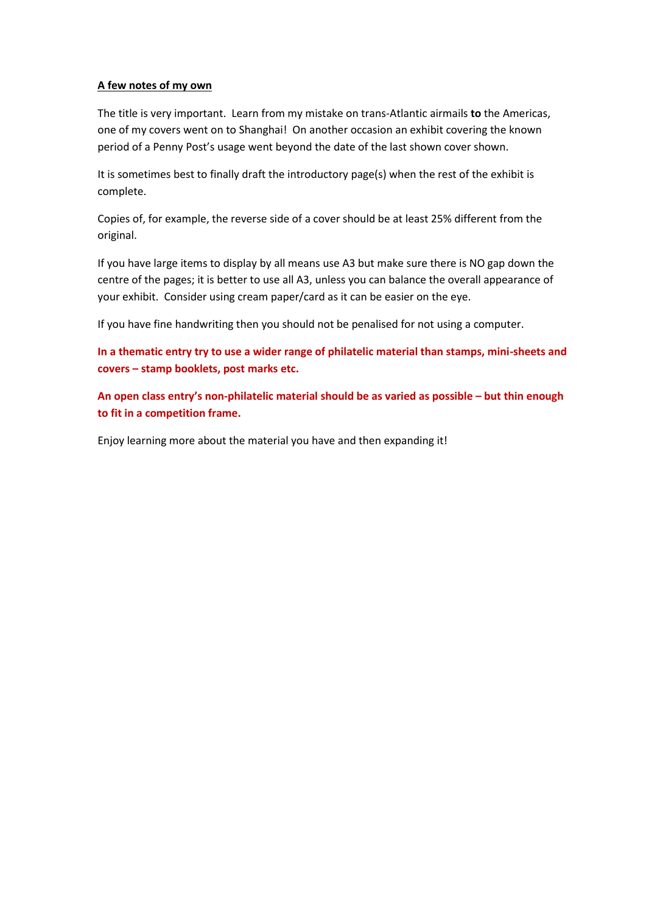**<u>A few notes of my own</u>**

The title is very important. Learn from my mistake on trans-Atlantic airmails **to** the Americas, one of my covers went on to Shanghai! On another occasion an exhibit covering the known period of a Penny Post's usage went beyond the date of the last shown cover shown.

It is sometimes best to finally draft the introductory page(s) when the rest of the exhibit is complete.

Copies of, for example, the reverse side of a cover should be at least 25% different from the original.

If you have large items to display by all means use A3 but make sure there is NO gap down the centre of the pages; it is better to use all A3, unless you can balance the overall appearance of your exhibit. Consider using cream paper/card as it can be easier on the eye.

If you have fine handwriting then you should not be penalised for not using a computer.

**In a thematic entry try to use a wider range of philatelic material than stamps, mini-sheets and covers – stamp booklets, post marks etc.**

**An open class entry's non-philatelic material should be as varied as possible – but thin enough to fit in a competition frame.**

Enjoy learning more about the material you have and then expanding it!